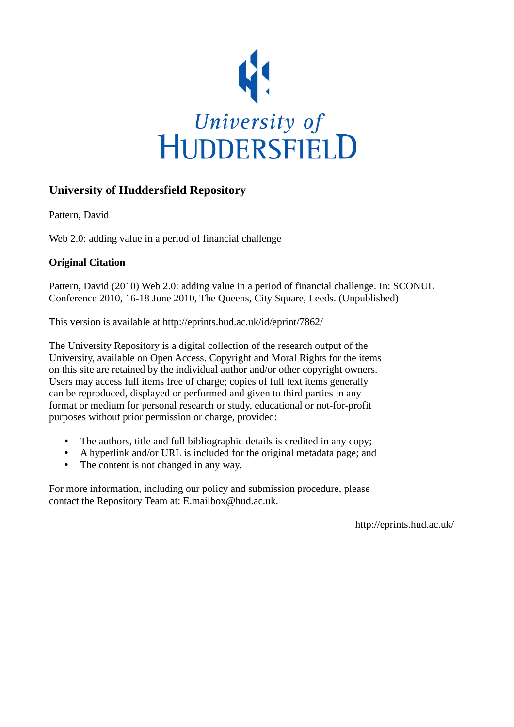University of
HUDDERSFIELD

## University of Huddersfield Repository

Pattern, David

Web 2.0: adding value in a period of financial challenge

### Original Citation

Pattern, David (2010) Web 2.0: adding value in a period of financial challenge. In: SCONUL Conference 2010, 16-18 June 2010, The Queens, City Square, Leeds. (Unpublished)

This version is available at http://eprints.hud.ac.uk/id/eprint/7862/

The University Repository is a digital collection of the research output of the University, available on Open Access. Copyright and Moral Rights for the items on this site are retained by the individual author and/or other copyright owners. Users may access full items free of charge; copies of full text items generally can be reproduced, displayed or performed and given to third parties in any format or medium for personal research or study, educational or not-for-profit purposes without prior permission or charge, provided:

- The authors, title and full bibliographic details is credited in any copy;
- A hyperlink and/or URL is included for the original metadata page; and
- The content is not changed in any way.

For more information, including our policy and submission procedure, please contact the Repository Team at: E.mailbox@hud.ac.uk.

http://eprints.hud.ac.uk/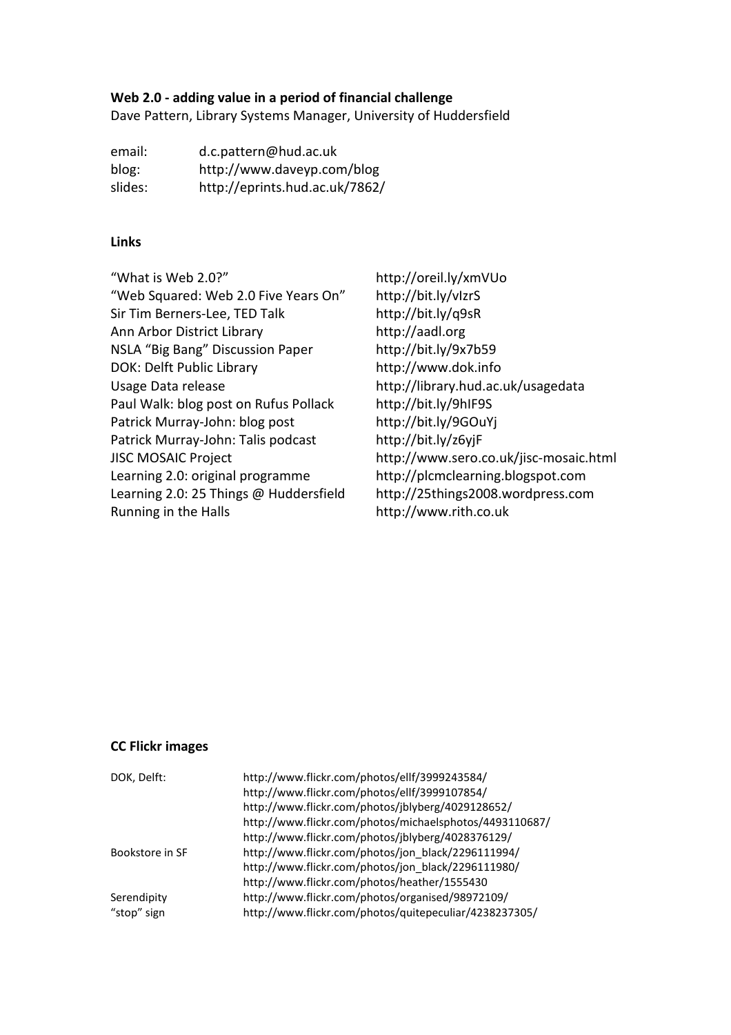**Web 2.0 - adding value in a period of financial challenge**

Dave Pattern, Library Systems Manager, University of Huddersfield

| | |
|---|---|
| email: | d.c.pattern@hud.ac.uk |
| blog: | http://www.daveyp.com/blog |
| slides: | http://eprints.hud.ac.uk/7862/ |

**Links**

| | |
|---|---|
| "What is Web 2.0?" | http://oreil.ly/xmVUo |
| "Web Squared: Web 2.0 Five Years On" | http://bit.ly/vIzrS |
| Sir Tim Berners-Lee, TED Talk | http://bit.ly/q9sR |
| Ann Arbor District Library | http://aadl.org |
| NSLA "Big Bang" Discussion Paper | http://bit.ly/9x7b59 |
| DOK: Delft Public Library | http://www.dok.info |
| Usage Data release | http://library.hud.ac.uk/usagedata |
| Paul Walk: blog post on Rufus Pollack | http://bit.ly/9hIF9S |
| Patrick Murray-John: blog post | http://bit.ly/9GOuYj |
| Patrick Murray-John: Talis podcast | http://bit.ly/z6yjF |
| JISC MOSAIC Project | http://www.sero.co.uk/jisc-mosaic.html |
| Learning 2.0: original programme | http://plcmclearning.blogspot.com |
| Learning 2.0: 25 Things @ Huddersfield | http://25things2008.wordpress.com |
| Running in the Halls | http://www.rith.co.uk |

**CC Flickr images**

| | |
|---|---|
| DOK, Delft: | http://www.flickr.com/photos/ellf/3999243584/ |
| | http://www.flickr.com/photos/ellf/3999107854/ |
| | http://www.flickr.com/photos/jblyberg/4029128652/ |
| | http://www.flickr.com/photos/michaelsphotos/4493110687/ |
| | http://www.flickr.com/photos/jblyberg/4028376129/ |
| Bookstore in SF | http://www.flickr.com/photos/jon_black/2296111994/ |
| | http://www.flickr.com/photos/jon_black/2296111980/ |
| | http://www.flickr.com/photos/heather/1555430 |
| Serendipity | http://www.flickr.com/photos/organised/98972109/ |
| "stop" sign | http://www.flickr.com/photos/quitepeculiar/4238237305/ |